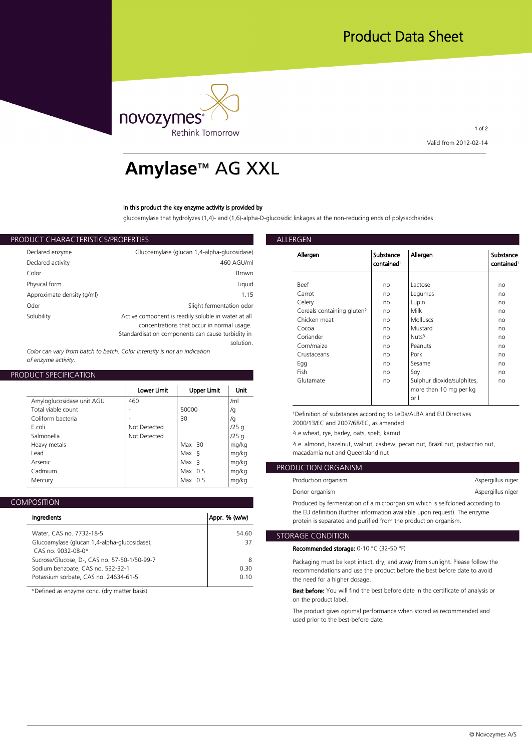# Product Data Sheet

novozymes®
Rethink Tomorrow

Valid from 2012-02-14

# Amylase™ AG XXL

**In this product the key enzyme activity is provided by**

glucoamylase that hydrolyzes (1,4)- and (1,6)-alpha-D-glucosidic linkages at the non-reducing ends of polysaccharides

## PRODUCT CHARACTERISTICS/PROPERTIES

| | |
|---|---|
| Declared enzyme | Glucoamylase (glucan 1,4-alpha-glucosidase) |
| Declared activity | 460 AGU/ml |
| Color | Brown |
| Physical form | Liquid |
| Approximate density (g/ml) | 1.15 |
| Odor | Slight fermentation odor |
| Solubility | Active component is readily soluble in water at all concentrations that occur in normal usage. Standardisation components can cause turbidity in solution. |

*Color can vary from batch to batch. Color intensity is not an indication of enzyme activity.*

## PRODUCT SPECIFICATION

| | Lower Limit | Upper Limit | Unit |
|---|---|---|---|
| Amyloglucosidase unit AGU | 460 | | /ml |
| Total viable count | - | 50000 | /g |
| Coliform bacteria | - | 30 | /g |
| E.coli | Not Detected | | /25 g |
| Salmonella | Not Detected | | /25 g |
| Heavy metals | | Max 30 | mg/kg |
| Lead | | Max 5 | mg/kg |
| Arsenic | | Max 3 | mg/kg |
| Cadmium | | Max 0.5 | mg/kg |
| Mercury | | Max 0.5 | mg/kg |

## COMPOSITION

| Ingredients | Appr. % (w/w) |
|---|---|
| Water, CAS no. 7732-18-5 | 54.60 |
| Glucoamylase (glucan 1,4-alpha-glucosidase), CAS no. 9032-08-0* | 37 |
| Sucrose/Glucose, D-, CAS no. 57-50-1/50-99-7 | 8 |
| Sodium benzoate, CAS no. 532-32-1 | 0.30 |
| Potassium sorbate, CAS no. 24634-61-5 | 0.10 |

*Defined as enzyme conc. (dry matter basis)

## ALLERGEN

| Allergen | Substance contained[1] | Allergen | Substance contained[1] |
|---|---|---|---|
| Beef | no | Lactose | no |
| Carrot | no | Legumes | no |
| Celery | no | Lupin | no |
| Cereals containing gluten[2] | no | Milk | no |
| Chicken meat | no | Molluscs | no |
| Cocoa | no | Mustard | no |
| Coriander | no | Nuts[3] | no |
| Corn/maize | no | Peanuts | no |
| Crustaceans | no | Pork | no |
| Egg | no | Sesame | no |
| Fish | no | Soy | no |
| Glutamate | no | Sulphur dioxide/sulphites, more than 10 mg per kg or l | no |

[1]Definition of substances according to LeDa/ALBA and EU Directives 2000/13/EC and 2007/68/EC, as amended

[2]i.e.wheat, rye, barley, oats, spelt, kamut

[3]i.e. almond, hazelnut, walnut, cashew, pecan nut, Brazil nut, pistachio nut, macadamia nut and Queensland nut

## PRODUCTION ORGANISM

| | |
|---|---|
| Production organism | Aspergillus niger |
| Donor organism | Aspergillus niger |

Produced by fermentation of a microorganism which is selfcloned according to the EU definition (further information available upon request). The enzyme protein is separated and purified from the production organism.

## STORAGE CONDITION

**Recommended storage:** 0-10 °C (32-50 °F)

Packaging must be kept intact, dry, and away from sunlight. Please follow the recommendations and use the product before the best before date to avoid the need for a higher dosage.

**Best before:** You will find the best before date in the certificate of analysis or on the product label.

The product gives optimal performance when stored as recommended and used prior to the best-before date.

© Novozymes A/S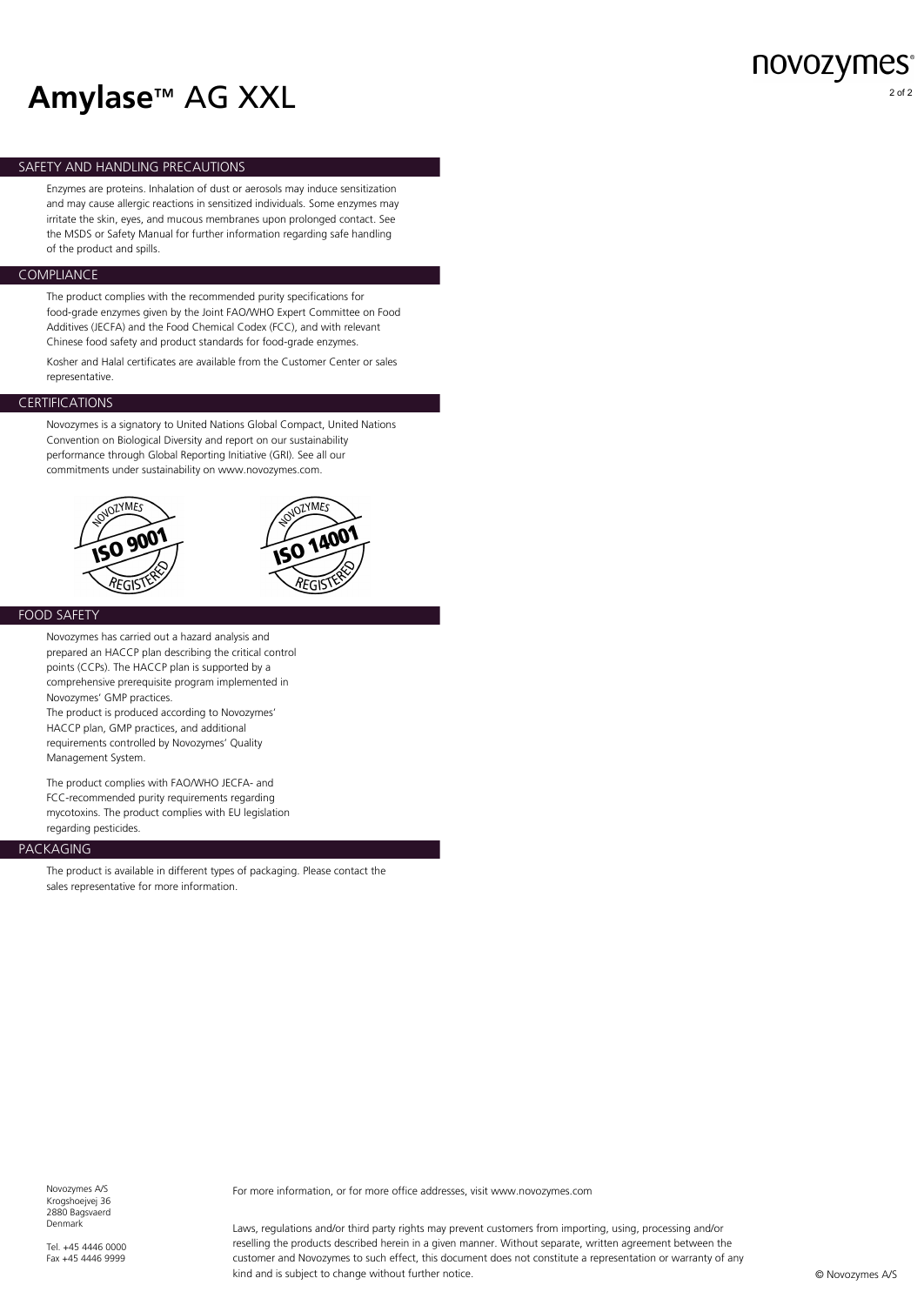# Amylase™ AG XXL

## SAFETY AND HANDLING PRECAUTIONS

Enzymes are proteins. Inhalation of dust or aerosols may induce sensitization and may cause allergic reactions in sensitized individuals. Some enzymes may irritate the skin, eyes, and mucous membranes upon prolonged contact. See the MSDS or Safety Manual for further information regarding safe handling of the product and spills.

## COMPLIANCE

The product complies with the recommended purity specifications for food-grade enzymes given by the Joint FAO/WHO Expert Committee on Food Additives (JECFA) and the Food Chemical Codex (FCC), and with relevant Chinese food safety and product standards for food-grade enzymes.

Kosher and Halal certificates are available from the Customer Center or sales representative.

## CERTIFICATIONS

Novozymes is a signatory to United Nations Global Compact, United Nations Convention on Biological Diversity and report on our sustainability performance through Global Reporting Initiative (GRI). See all our commitments under sustainability on www.novozymes.com.

NOVOZYMES ISO 9001 REGISTERED

NOVOZYMES ISO 14001 REGISTERED

## FOOD SAFETY

Novozymes has carried out a hazard analysis and prepared an HACCP plan describing the critical control points (CCPs). The HACCP plan is supported by a comprehensive prerequisite program implemented in Novozymes' GMP practices.
The product is produced according to Novozymes' HACCP plan, GMP practices, and additional requirements controlled by Novozymes' Quality Management System.

The product complies with FAO/WHO JECFA- and FCC-recommended purity requirements regarding mycotoxins. The product complies with EU legislation regarding pesticides.

## PACKAGING

The product is available in different types of packaging. Please contact the sales representative for more information.

Novozymes A/S
Krogshoejvej 36
2880 Bagsvaerd
Denmark

Tel. +45 4446 0000
Fax +45 4446 9999

For more information, or for more office addresses, visit www.novozymes.com

Laws, regulations and/or third party rights may prevent customers from importing, using, processing and/or reselling the products described herein in a given manner. Without separate, written agreement between the customer and Novozymes to such effect, this document does not constitute a representation or warranty of any kind and is subject to change without further notice.

© Novozymes A/S